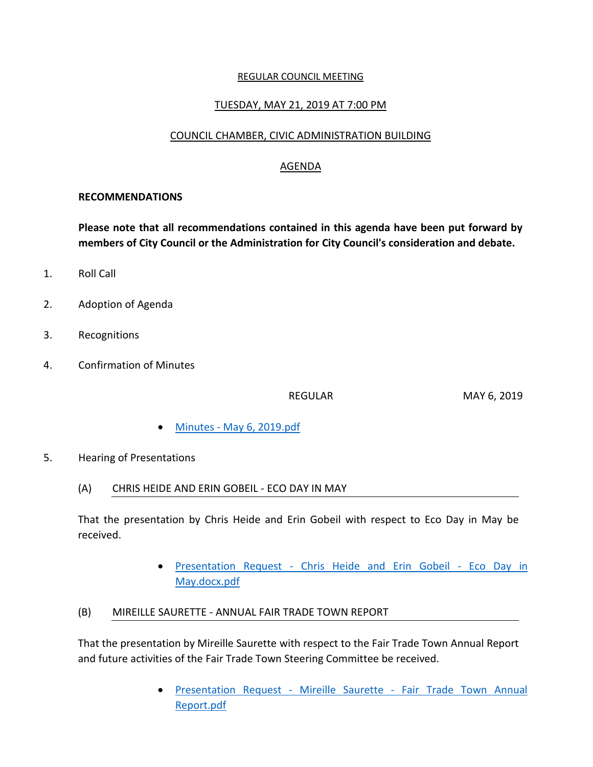REGULAR COUNCIL MEETING

TUESDAY, MAY 21, 2019 AT 7:00 PM

COUNCIL CHAMBER, CIVIC ADMINISTRATION BUILDING

AGENDA

**RECOMMENDATIONS**

**Please note that all recommendations contained in this agenda have been put forward by members of City Council or the Administration for City Council's consideration and debate.**

1. Roll Call

2. Adoption of Agenda

3. Recognitions

4. Confirmation of Minutes

   REGULAR MAY 6, 2019

   - Minutes - May 6, 2019.pdf

5. Hearing of Presentations

   (A) CHRIS HEIDE AND ERIN GOBEIL - ECO DAY IN MAY

   That the presentation by Chris Heide and Erin Gobeil with respect to Eco Day in May be received.

   - Presentation Request - Chris Heide and Erin Gobeil - Eco Day in May.docx.pdf

   (B) MIREILLE SAURETTE - ANNUAL FAIR TRADE TOWN REPORT

   That the presentation by Mireille Saurette with respect to the Fair Trade Town Annual Report and future activities of the Fair Trade Town Steering Committee be received.

   - Presentation Request - Mireille Saurette - Fair Trade Town Annual Report.pdf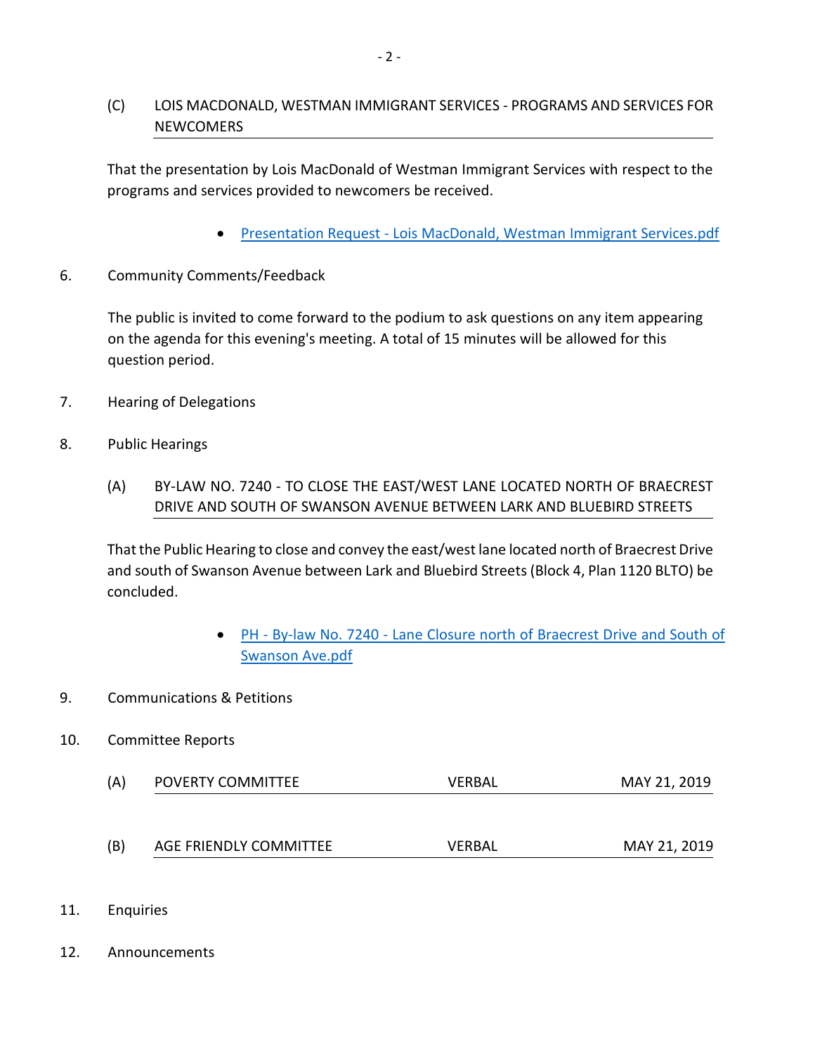(C) LOIS MACDONALD, WESTMAN IMMIGRANT SERVICES - PROGRAMS AND SERVICES FOR NEWCOMERS

That the presentation by Lois MacDonald of Westman Immigrant Services with respect to the programs and services provided to newcomers be received.

- Presentation Request - Lois MacDonald, Westman Immigrant Services.pdf

6. Community Comments/Feedback

The public is invited to come forward to the podium to ask questions on any item appearing on the agenda for this evening's meeting. A total of 15 minutes will be allowed for this question period.

7. Hearing of Delegations

8. Public Hearings

(A) BY-LAW NO. 7240 - TO CLOSE THE EAST/WEST LANE LOCATED NORTH OF BRAECREST DRIVE AND SOUTH OF SWANSON AVENUE BETWEEN LARK AND BLUEBIRD STREETS

That the Public Hearing to close and convey the east/west lane located north of Braecrest Drive and south of Swanson Avenue between Lark and Bluebird Streets (Block 4, Plan 1120 BLTO) be concluded.

- PH - By-law No. 7240 - Lane Closure north of Braecrest Drive and South of Swanson Ave.pdf

9. Communications & Petitions

10. Committee Reports

| | | | |
|---|---|---|---|
| (A) | POVERTY COMMITTEE | VERBAL | MAY 21, 2019 |
| (B) | AGE FRIENDLY COMMITTEE | VERBAL | MAY 21, 2019 |

11. Enquiries

12. Announcements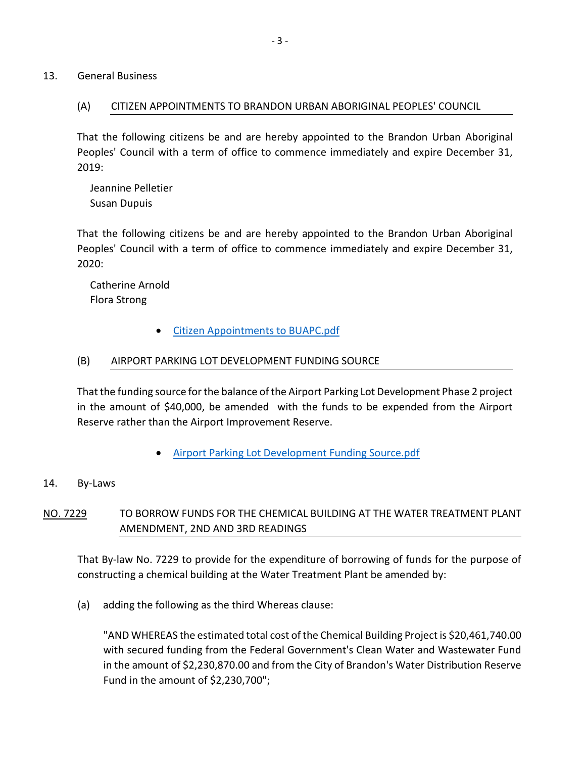13. General Business

(A) CITIZEN APPOINTMENTS TO BRANDON URBAN ABORIGINAL PEOPLES' COUNCIL

That the following citizens be and are hereby appointed to the Brandon Urban Aboriginal Peoples' Council with a term of office to commence immediately and expire December 31, 2019:

Jeannine Pelletier
Susan Dupuis

That the following citizens be and are hereby appointed to the Brandon Urban Aboriginal Peoples' Council with a term of office to commence immediately and expire December 31, 2020:

Catherine Arnold
Flora Strong

- Citizen Appointments to BUAPC.pdf

(B) AIRPORT PARKING LOT DEVELOPMENT FUNDING SOURCE

That the funding source for the balance of the Airport Parking Lot Development Phase 2 project in the amount of $40,000, be amended with the funds to be expended from the Airport Reserve rather than the Airport Improvement Reserve.

- Airport Parking Lot Development Funding Source.pdf

14. By-Laws

NO. 7229 TO BORROW FUNDS FOR THE CHEMICAL BUILDING AT THE WATER TREATMENT PLANT AMENDMENT, 2ND AND 3RD READINGS

That By-law No. 7229 to provide for the expenditure of borrowing of funds for the purpose of constructing a chemical building at the Water Treatment Plant be amended by:

(a) adding the following as the third Whereas clause:

"AND WHEREAS the estimated total cost of the Chemical Building Project is $20,461,740.00 with secured funding from the Federal Government's Clean Water and Wastewater Fund in the amount of $2,230,870.00 and from the City of Brandon's Water Distribution Reserve Fund in the amount of $2,230,700";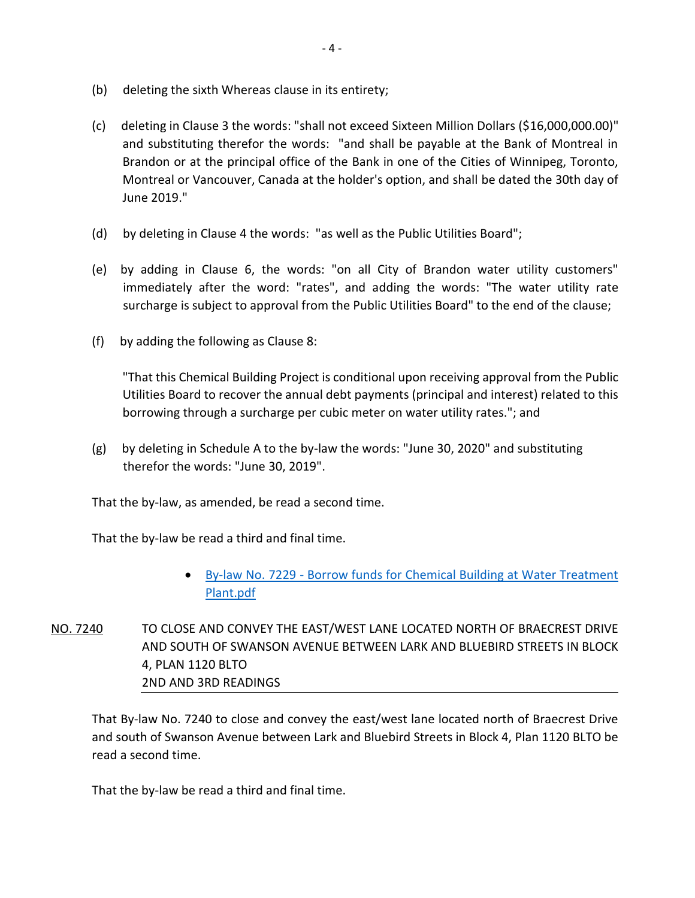(b) deleting the sixth Whereas clause in its entirety;

(c) deleting in Clause 3 the words: "shall not exceed Sixteen Million Dollars ($16,000,000.00)" and substituting therefor the words: "and shall be payable at the Bank of Montreal in Brandon or at the principal office of the Bank in one of the Cities of Winnipeg, Toronto, Montreal or Vancouver, Canada at the holder's option, and shall be dated the 30th day of June 2019."

(d) by deleting in Clause 4 the words: "as well as the Public Utilities Board";

(e) by adding in Clause 6, the words: "on all City of Brandon water utility customers" immediately after the word: "rates", and adding the words: "The water utility rate surcharge is subject to approval from the Public Utilities Board" to the end of the clause;

(f) by adding the following as Clause 8:

"That this Chemical Building Project is conditional upon receiving approval from the Public Utilities Board to recover the annual debt payments (principal and interest) related to this borrowing through a surcharge per cubic meter on water utility rates."; and

(g) by deleting in Schedule A to the by-law the words: "June 30, 2020" and substituting therefor the words: "June 30, 2019".

That the by-law, as amended, be read a second time.

That the by-law be read a third and final time.

- By-law No. 7229 - Borrow funds for Chemical Building at Water Treatment Plant.pdf

NO. 7240 TO CLOSE AND CONVEY THE EAST/WEST LANE LOCATED NORTH OF BRAECREST DRIVE AND SOUTH OF SWANSON AVENUE BETWEEN LARK AND BLUEBIRD STREETS IN BLOCK 4, PLAN 1120 BLTO
2ND AND 3RD READINGS

That By-law No. 7240 to close and convey the east/west lane located north of Braecrest Drive and south of Swanson Avenue between Lark and Bluebird Streets in Block 4, Plan 1120 BLTO be read a second time.

That the by-law be read a third and final time.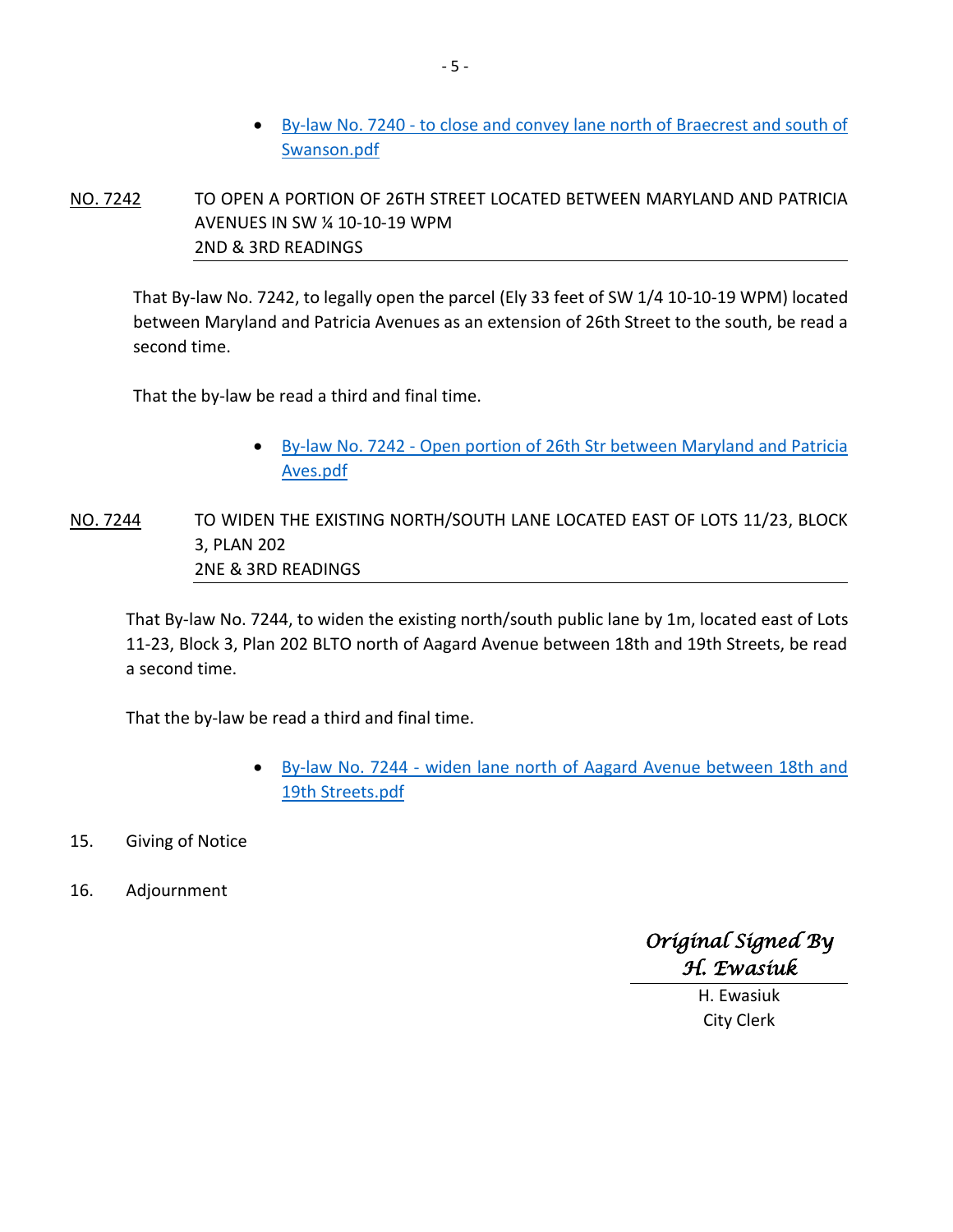- [By-law No. 7240 - to close and convey lane north of Braecrest and south of Swanson.pdf]

<u>NO. 7242</u> TO OPEN A PORTION OF 26TH STREET LOCATED BETWEEN MARYLAND AND PATRICIA AVENUES IN SW ¼ 10-10-19 WPM
2ND & 3RD READINGS

That By-law No. 7242, to legally open the parcel (Ely 33 feet of SW 1/4 10-10-19 WPM) located between Maryland and Patricia Avenues as an extension of 26th Street to the south, be read a second time.

That the by-law be read a third and final time.

- [By-law No. 7242 - Open portion of 26th Str between Maryland and Patricia Aves.pdf]

<u>NO. 7244</u> TO WIDEN THE EXISTING NORTH/SOUTH LANE LOCATED EAST OF LOTS 11/23, BLOCK 3, PLAN 202
2NE & 3RD READINGS

That By-law No. 7244, to widen the existing north/south public lane by 1m, located east of Lots 11-23, Block 3, Plan 202 BLTO north of Aagard Avenue between 18th and 19th Streets, be read a second time.

That the by-law be read a third and final time.

- [By-law No. 7244 - widen lane north of Aagard Avenue between 18th and 19th Streets.pdf]

15. Giving of Notice

16. Adjournment

*Original Signed By*
*H. Ewasiuk*

H. Ewasiuk
City Clerk